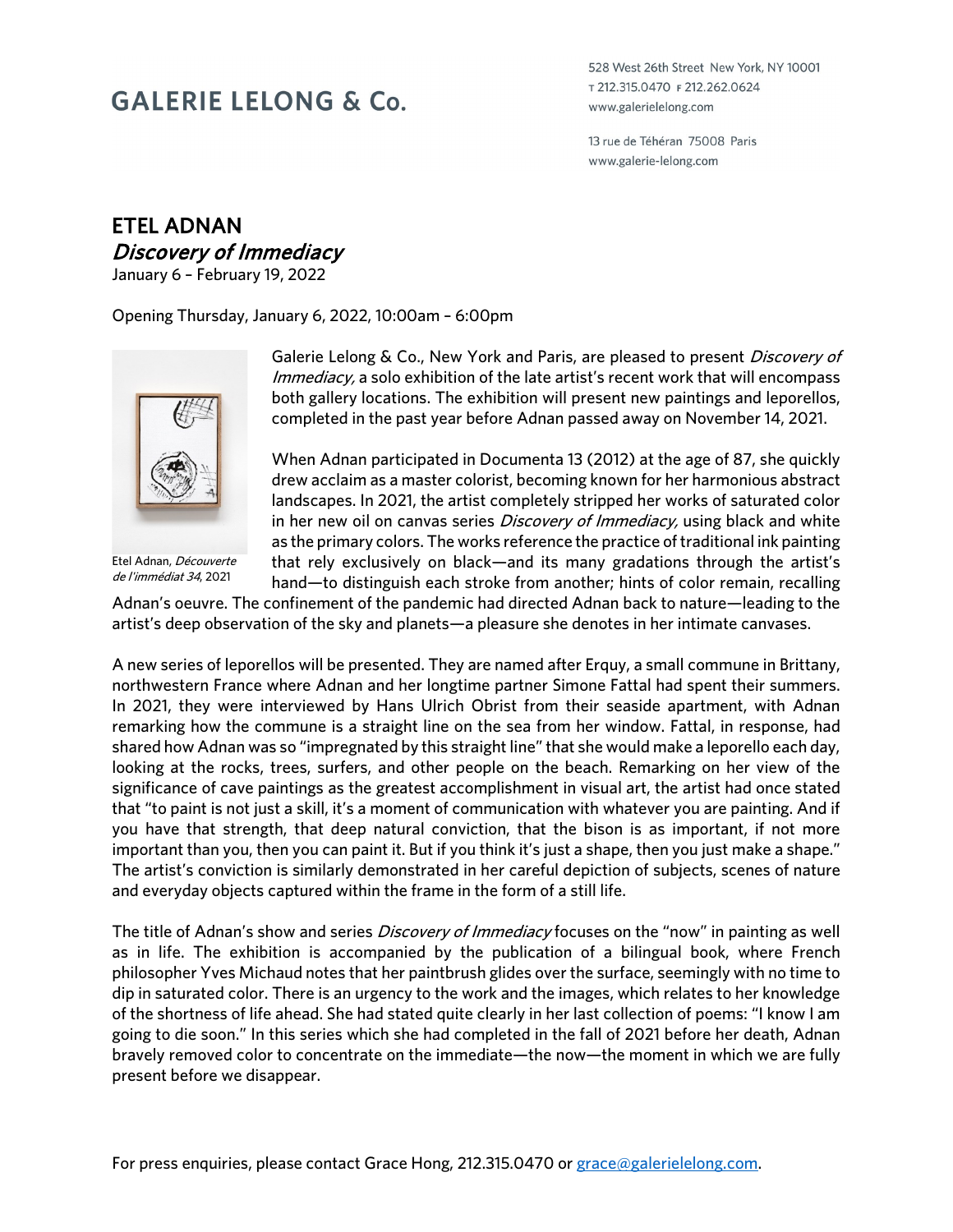GALERIE LELONG & Co.

528 West 26th Street New York, NY 10001
T 212.315.0470 F 212.262.0624
www.galerielelong.com

13 rue de Téhéran 75008 Paris
www.galerie-lelong.com

# ETEL ADNAN
## *Discovery of Immediacy*
January 6 – February 19, 2022

Opening Thursday, January 6, 2022, 10:00am – 6:00pm

Etel Adnan, *Découverte de l'immédiat 34*, 2021

Galerie Lelong & Co., New York and Paris, are pleased to present *Discovery of Immediacy,* a solo exhibition of the late artist's recent work that will encompass both gallery locations. The exhibition will present new paintings and leporellos, completed in the past year before Adnan passed away on November 14, 2021.

When Adnan participated in Documenta 13 (2012) at the age of 87, she quickly drew acclaim as a master colorist, becoming known for her harmonious abstract landscapes. In 2021, the artist completely stripped her works of saturated color in her new oil on canvas series *Discovery of Immediacy,* using black and white as the primary colors. The works reference the practice of traditional ink painting that rely exclusively on black—and its many gradations through the artist's hand—to distinguish each stroke from another; hints of color remain, recalling Adnan's oeuvre. The confinement of the pandemic had directed Adnan back to nature—leading to the artist's deep observation of the sky and planets—a pleasure she denotes in her intimate canvases.

A new series of leporellos will be presented. They are named after Erquy, a small commune in Brittany, northwestern France where Adnan and her longtime partner Simone Fattal had spent their summers. In 2021, they were interviewed by Hans Ulrich Obrist from their seaside apartment, with Adnan remarking how the commune is a straight line on the sea from her window. Fattal, in response, had shared how Adnan was so "impregnated by this straight line" that she would make a leporello each day, looking at the rocks, trees, surfers, and other people on the beach. Remarking on her view of the significance of cave paintings as the greatest accomplishment in visual art, the artist had once stated that "to paint is not just a skill, it's a moment of communication with whatever you are painting. And if you have that strength, that deep natural conviction, that the bison is as important, if not more important than you, then you can paint it. But if you think it's just a shape, then you just make a shape." The artist's conviction is similarly demonstrated in her careful depiction of subjects, scenes of nature and everyday objects captured within the frame in the form of a still life.

The title of Adnan's show and series *Discovery of Immediacy* focuses on the "now" in painting as well as in life. The exhibition is accompanied by the publication of a bilingual book, where French philosopher Yves Michaud notes that her paintbrush glides over the surface, seemingly with no time to dip in saturated color. There is an urgency to the work and the images, which relates to her knowledge of the shortness of life ahead. She had stated quite clearly in her last collection of poems: "I know I am going to die soon." In this series which she had completed in the fall of 2021 before her death, Adnan bravely removed color to concentrate on the immediate—the now—the moment in which we are fully present before we disappear.

For press enquiries, please contact Grace Hong, 212.315.0470 or grace@galerielelong.com.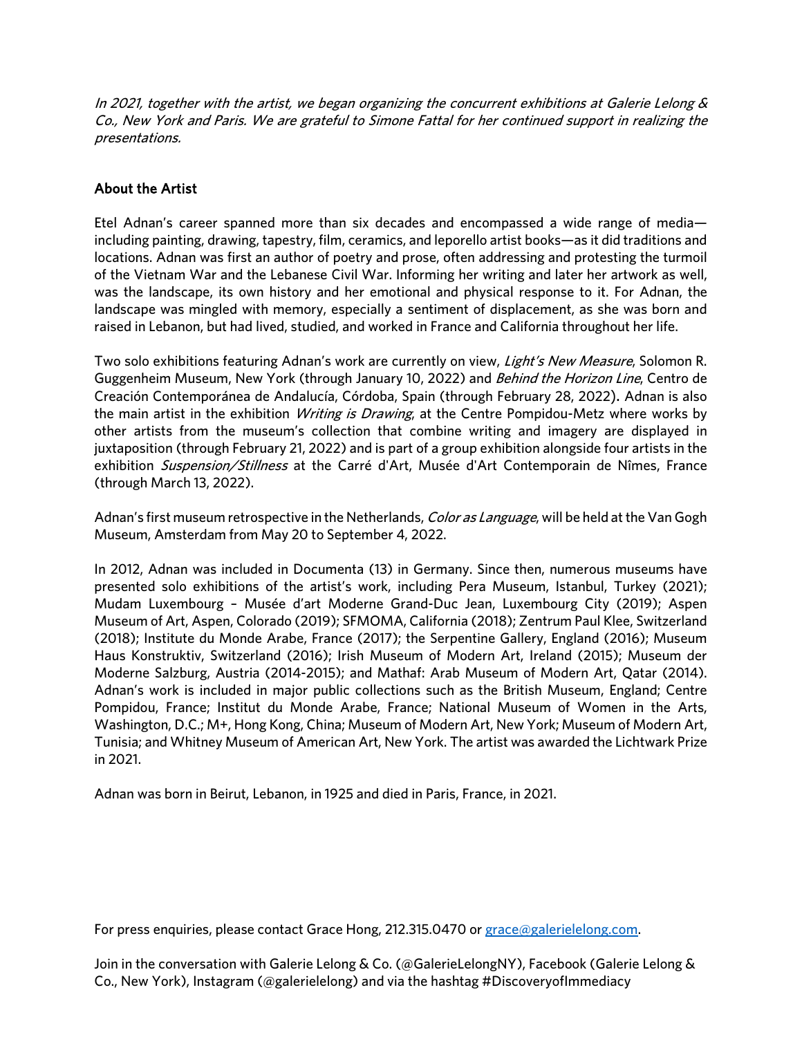*In 2021, together with the artist, we began organizing the concurrent exhibitions at Galerie Lelong & Co., New York and Paris. We are grateful to Simone Fattal for her continued support in realizing the presentations.*

**About the Artist**

Etel Adnan's career spanned more than six decades and encompassed a wide range of media—including painting, drawing, tapestry, film, ceramics, and leporello artist books—as it did traditions and locations. Adnan was first an author of poetry and prose, often addressing and protesting the turmoil of the Vietnam War and the Lebanese Civil War. Informing her writing and later her artwork as well, was the landscape, its own history and her emotional and physical response to it. For Adnan, the landscape was mingled with memory, especially a sentiment of displacement, as she was born and raised in Lebanon, but had lived, studied, and worked in France and California throughout her life.

Two solo exhibitions featuring Adnan's work are currently on view, *Light's New Measure*, Solomon R. Guggenheim Museum, New York (through January 10, 2022) and *Behind the Horizon Line*, Centro de Creación Contemporánea de Andalucía, Córdoba, Spain (through February 28, 2022). Adnan is also the main artist in the exhibition *Writing is Drawing*, at the Centre Pompidou-Metz where works by other artists from the museum's collection that combine writing and imagery are displayed in juxtaposition (through February 21, 2022) and is part of a group exhibition alongside four artists in the exhibition *Suspension/Stillness* at the Carré d'Art, Musée d'Art Contemporain de Nîmes, France (through March 13, 2022).

Adnan's first museum retrospective in the Netherlands, *Color as Language*, will be held at the Van Gogh Museum, Amsterdam from May 20 to September 4, 2022.

In 2012, Adnan was included in Documenta (13) in Germany. Since then, numerous museums have presented solo exhibitions of the artist's work, including Pera Museum, Istanbul, Turkey (2021); Mudam Luxembourg – Musée d'art Moderne Grand-Duc Jean, Luxembourg City (2019); Aspen Museum of Art, Aspen, Colorado (2019); SFMOMA, California (2018); Zentrum Paul Klee, Switzerland (2018); Institute du Monde Arabe, France (2017); the Serpentine Gallery, England (2016); Museum Haus Konstruktiv, Switzerland (2016); Irish Museum of Modern Art, Ireland (2015); Museum der Moderne Salzburg, Austria (2014-2015); and Mathaf: Arab Museum of Modern Art, Qatar (2014). Adnan's work is included in major public collections such as the British Museum, England; Centre Pompidou, France; Institut du Monde Arabe, France; National Museum of Women in the Arts, Washington, D.C.; M+, Hong Kong, China; Museum of Modern Art, New York; Museum of Modern Art, Tunisia; and Whitney Museum of American Art, New York. The artist was awarded the Lichtwark Prize in 2021.

Adnan was born in Beirut, Lebanon, in 1925 and died in Paris, France, in 2021.

For press enquiries, please contact Grace Hong, 212.315.0470 or grace@galerielelong.com.

Join in the conversation with Galerie Lelong & Co. (@GalerieLelongNY), Facebook (Galerie Lelong & Co., New York), Instagram (@galerielelong) and via the hashtag #DiscoveryofImmediacy